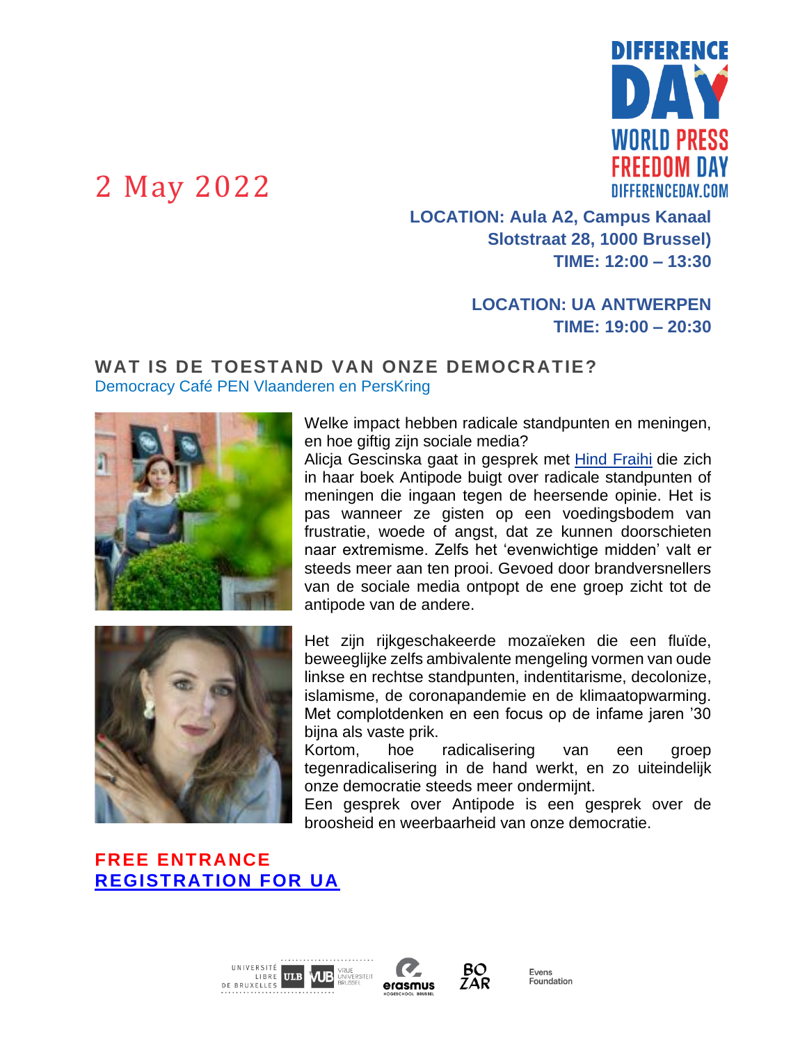DIFFERENCE DAY
WORLD PRESS FREEDOM DAY
DIFFERENCEDAY.COM

2 May 2022

**LOCATION: Aula A2, Campus Kanaal**
**Slotstraat 28, 1000 Brussel)**
**TIME: 12:00 – 13:30**

**LOCATION: UA ANTWERPEN**
**TIME: 19:00 – 20:30**

## WAT IS DE TOESTAND VAN ONZE DEMOCRATIE?

Democracy Café PEN Vlaanderen en PersKring

Welke impact hebben radicale standpunten en meningen, en hoe giftig zijn sociale media?
Alicja Gescinska gaat in gesprek met [Hind Fraihi]() die zich in haar boek Antipode buigt over radicale standpunten of meningen die ingaan tegen de heersende opinie. Het is pas wanneer ze gisten op een voedingsbodem van frustratie, woede of angst, dat ze kunnen doorschieten naar extremisme. Zelfs het 'evenwichtige midden' valt er steeds meer aan ten prooi. Gevoed door brandversnellers van de sociale media ontpopt de ene groep zicht tot de antipode van de andere.

Het zijn rijkgeschakeerde mozaïeken die een fluïde, beweeglijke zelfs ambivalente mengeling vormen van oude linkse en rechtse standpunten, indentitarisme, decolonize, islamisme, de coronapandemie en de klimaatopwarming. Met complotdenken en een focus op de infame jaren '30 bijna als vaste prik.
Kortom, hoe radicalisering van een groep tegenradicalisering in de hand werkt, en zo uiteindelijk onze democratie steeds meer ondermijnt.
Een gesprek over Antipode is een gesprek over de broosheid en weerbaarheid van onze democratie.

**FREE ENTRANCE**
**[REGISTRATION FOR UA]()**

UNIVERSITÉ LIBRE DE BRUXELLES ULB | VUB VRIJE UNIVERSITEIT BRUSSEL | erasmus HOGESCHOOL BRUSSEL | BOZAR | Evens Foundation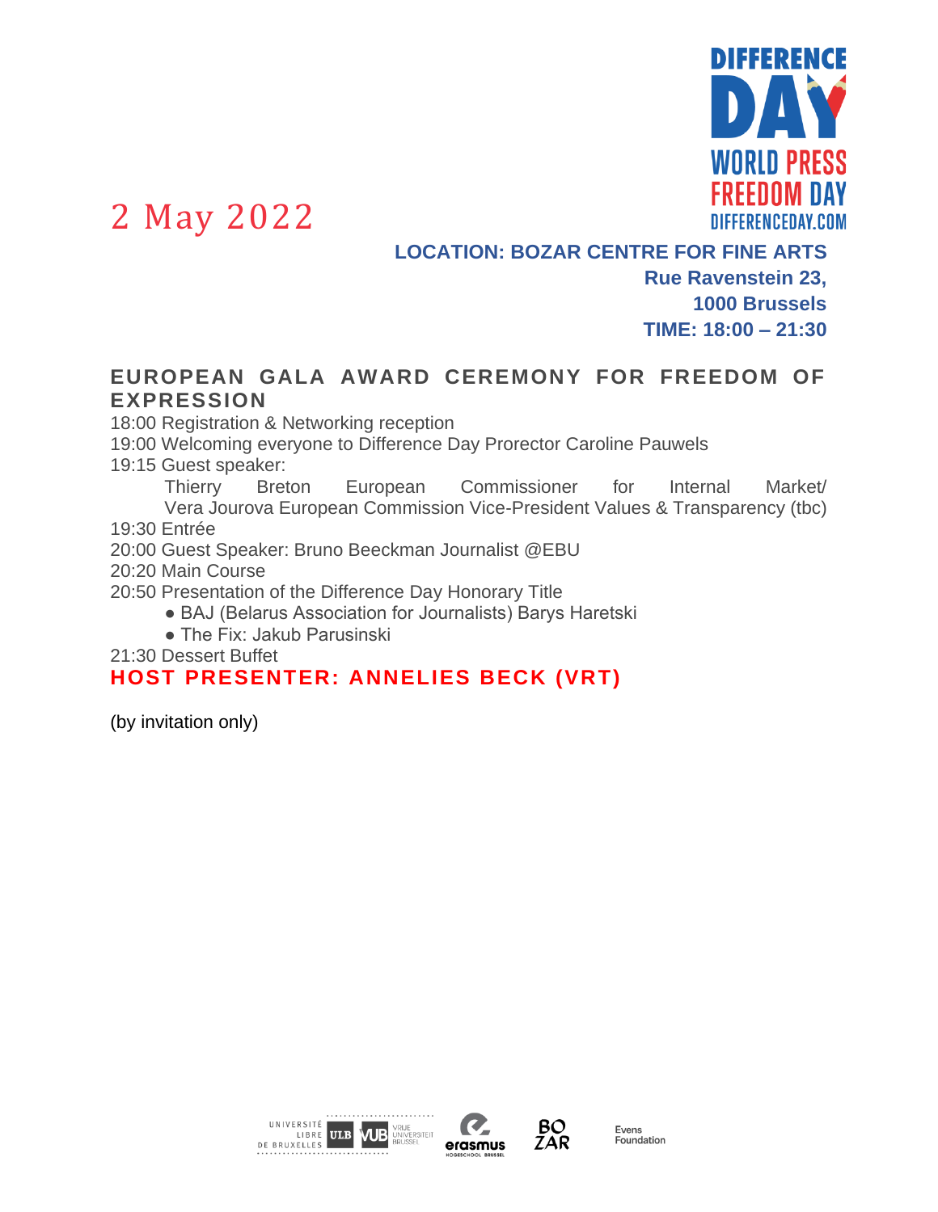DIFFERENCE DAY
WORLD PRESS FREEDOM DAY
DIFFERENCEDAY.COM

# 2 May 2022

**LOCATION: BOZAR CENTRE FOR FINE ARTS**
**Rue Ravenstein 23,**
**1000 Brussels**
**TIME: 18:00 – 21:30**

## EUROPEAN GALA AWARD CEREMONY FOR FREEDOM OF EXPRESSION

18:00 Registration & Networking reception
19:00 Welcoming everyone to Difference Day Prorector Caroline Pauwels
19:15 Guest speaker:
Thierry Breton European Commissioner for Internal Market/
Vera Jourova European Commission Vice-President Values & Transparency (tbc)
19:30 Entrée
20:00 Guest Speaker: Bruno Beeckman Journalist @EBU
20:20 Main Course
20:50 Presentation of the Difference Day Honorary Title

- BAJ (Belarus Association for Journalists) Barys Haretski
- The Fix: Jakub Parusinski

21:30 Dessert Buffet

**HOST PRESENTER: ANNELIES BECK (VRT)**

(by invitation only)

UNIVERSITÉ LIBRE DE BRUXELLES ULB | VUB VRIJE UNIVERSITEIT BRUSSEL | erasmus HOGESCHOOL BRUSSEL | BOZAR | Evens Foundation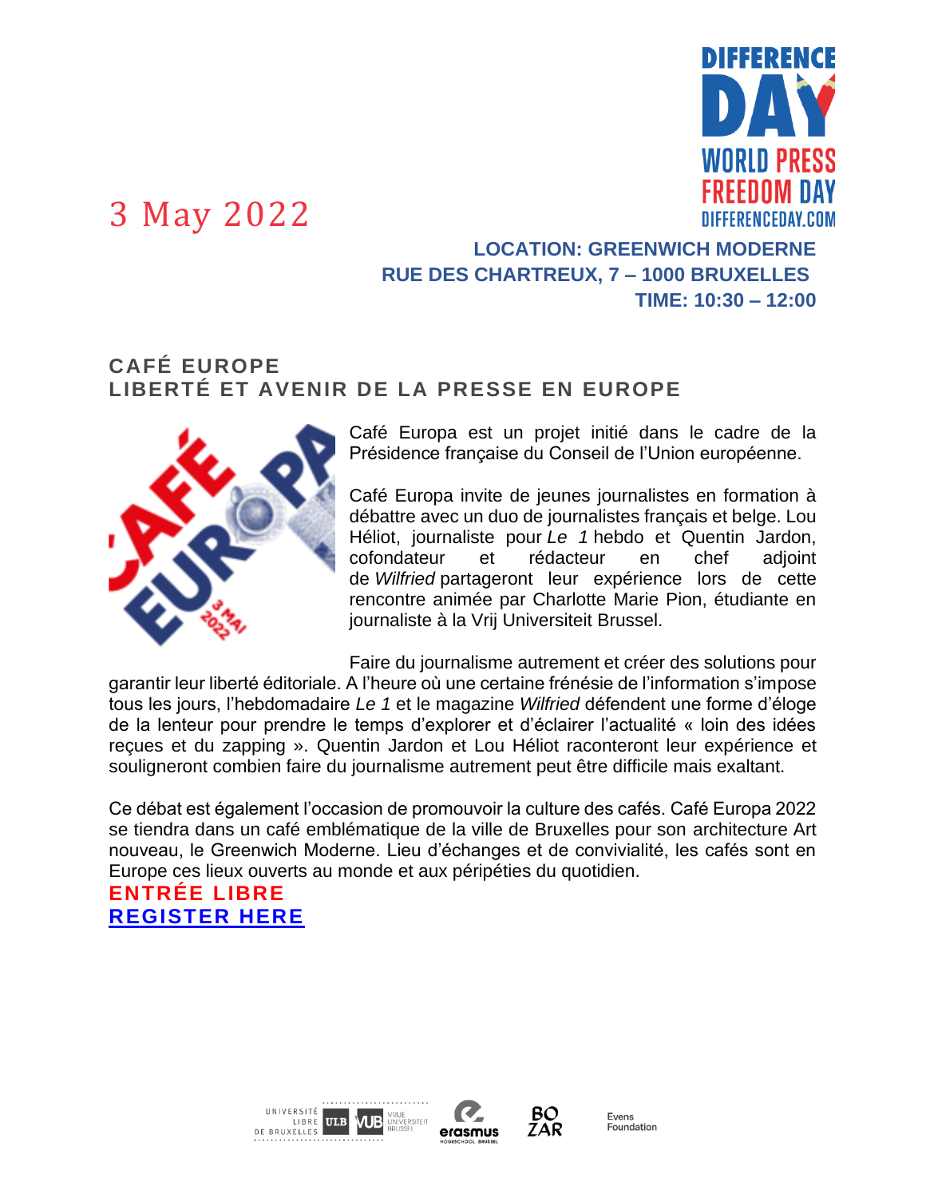3 May 2022

**LOCATION: GREENWICH MODERNE**
**RUE DES CHARTREUX, 7 – 1000 BRUXELLES**
**TIME: 10:30 – 12:00**

## CAFÉ EUROPE
## LIBERTÉ ET AVENIR DE LA PRESSE EN EUROPE

Café Europa est un projet initié dans le cadre de la Présidence française du Conseil de l'Union européenne.

Café Europa invite de jeunes journalistes en formation à débattre avec un duo de journalistes français et belge. Lou Héliot, journaliste pour *Le 1* hebdo et Quentin Jardon, cofondateur et rédacteur en chef adjoint de *Wilfried* partageront leur expérience lors de cette rencontre animée par Charlotte Marie Pion, étudiante en journaliste à la Vrij Universiteit Brussel.

Faire du journalisme autrement et créer des solutions pour garantir leur liberté éditoriale. A l'heure où une certaine frénésie de l'information s'impose tous les jours, l'hebdomadaire *Le 1* et le magazine *Wilfried* défendent une forme d'éloge de la lenteur pour prendre le temps d'explorer et d'éclairer l'actualité « loin des idées reçues et du zapping ». Quentin Jardon et Lou Héliot raconteront leur expérience et souligneront combien faire du journalisme autrement peut être difficile mais exaltant.

Ce débat est également l'occasion de promouvoir la culture des cafés. Café Europa 2022 se tiendra dans un café emblématique de la ville de Bruxelles pour son architecture Art nouveau, le Greenwich Moderne. Lieu d'échanges et de convivialité, les cafés sont en Europe ces lieux ouverts au monde et aux péripéties du quotidien.

**ENTRÉE LIBRE**

**REGISTER HERE**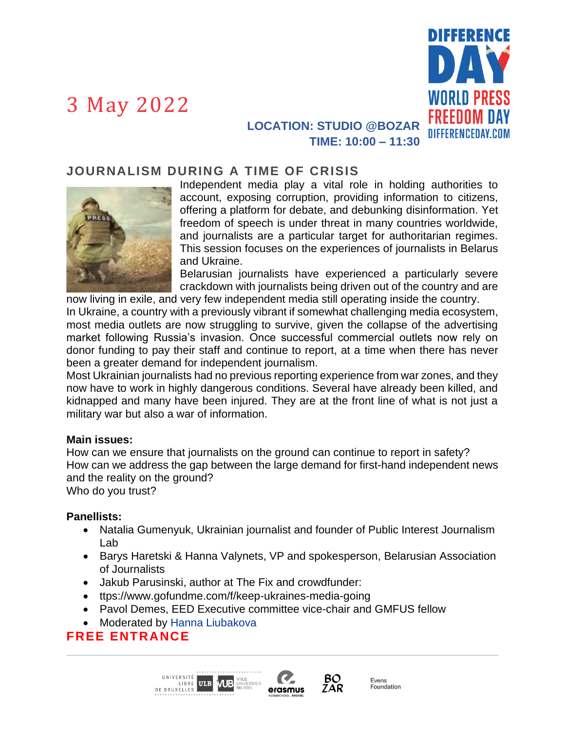# 3 May 2022

**LOCATION: STUDIO @BOZAR**
**TIME: 10:00 – 11:30**

DIFFERENCE DAY
WORLD PRESS FREEDOM DAY
DIFFERENCEDAY.COM

## JOURNALISM DURING A TIME OF CRISIS

Independent media play a vital role in holding authorities to account, exposing corruption, providing information to citizens, offering a platform for debate, and debunking disinformation. Yet freedom of speech is under threat in many countries worldwide, and journalists are a particular target for authoritarian regimes. This session focuses on the experiences of journalists in Belarus and Ukraine.

Belarusian journalists have experienced a particularly severe crackdown with journalists being driven out of the country and are now living in exile, and very few independent media still operating inside the country.

In Ukraine, a country with a previously vibrant if somewhat challenging media ecosystem, most media outlets are now struggling to survive, given the collapse of the advertising market following Russia's invasion. Once successful commercial outlets now rely on donor funding to pay their staff and continue to report, at a time when there has never been a greater demand for independent journalism.

Most Ukrainian journalists had no previous reporting experience from war zones, and they now have to work in highly dangerous conditions. Several have already been killed, and kidnapped and many have been injured. They are at the front line of what is not just a military war but also a war of information.

**Main issues:**

How can we ensure that journalists on the ground can continue to report in safety?
How can we address the gap between the large demand for first-hand independent news and the reality on the ground?
Who do you trust?

**Panellists:**

- Natalia Gumenyuk, Ukrainian journalist and founder of Public Interest Journalism Lab
- Barys Haretski & Hanna Valynets, VP and spokesperson, Belarusian Association of Journalists
- Jakub Parusinski, author at The Fix and crowdfunder:
- ttps://www.gofundme.com/f/keep-ukraines-media-going
- Pavol Demes, EED Executive committee vice-chair and GMFUS fellow
- Moderated by Hanna Liubakova

**FREE ENTRANCE**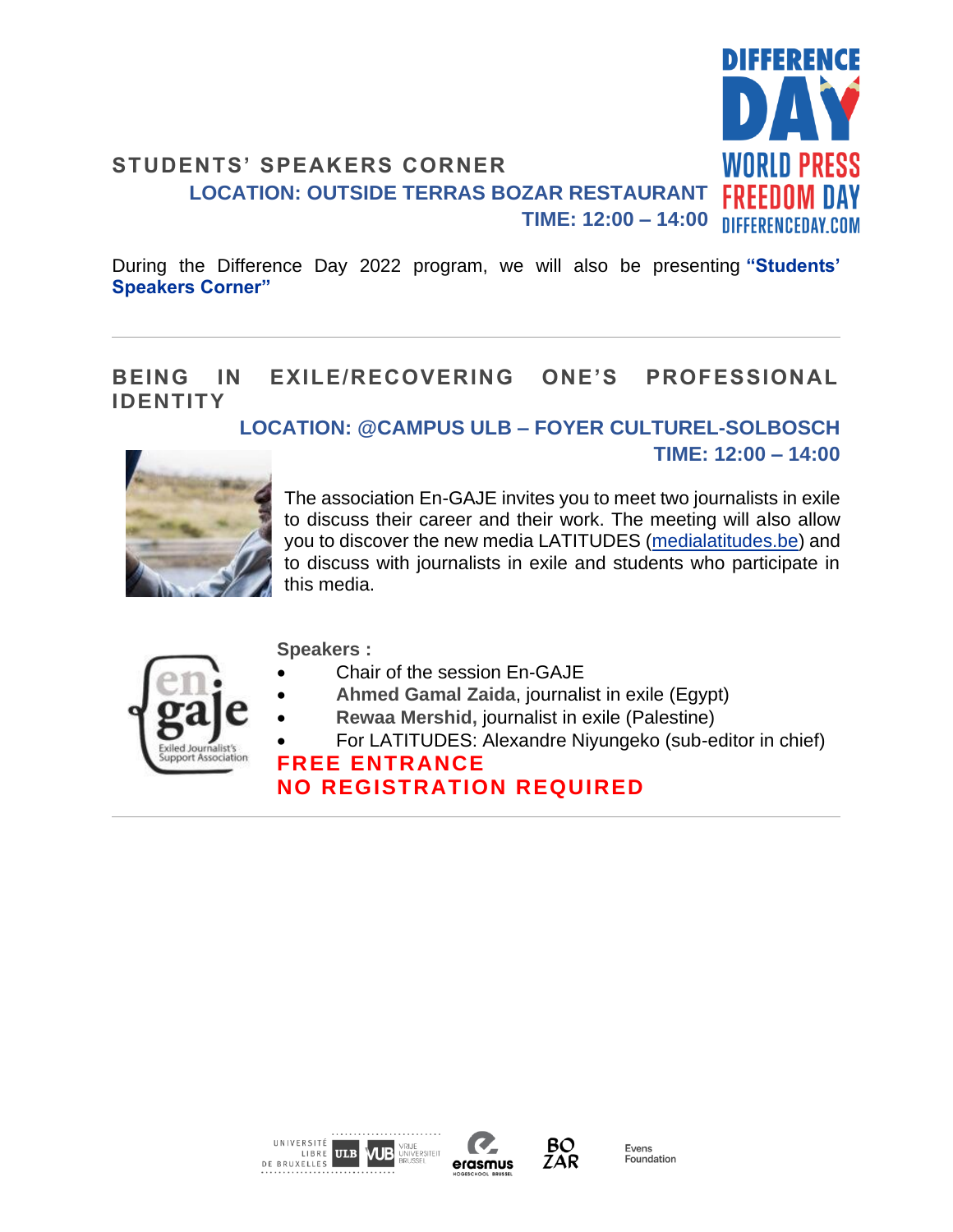DIFFERENCE DAY
WORLD PRESS FREEDOM DAY
DIFFERENCEDAY.COM

## STUDENTS' SPEAKERS CORNER

**LOCATION: OUTSIDE TERRAS BOZAR RESTAURANT**

**TIME: 12:00 – 14:00**

During the Difference Day 2022 program, we will also be presenting **"Students' Speakers Corner"**

---

## BEING IN EXILE/RECOVERING ONE'S PROFESSIONAL IDENTITY

**LOCATION: @CAMPUS ULB – FOYER CULTUREL-SOLBOSCH**

**TIME: 12:00 – 14:00**

The association En-GAJE invites you to meet two journalists in exile to discuss their career and their work. The meeting will also allow you to discover the new media LATITUDES ([medialatitudes.be](medialatitudes.be)) and to discuss with journalists in exile and students who participate in this media.

en gaje
Exiled Journalist's Support Association

**Speakers :**

- Chair of the session En-GAJE
- **Ahmed Gamal Zaida**, journalist in exile (Egypt)
- **Rewaa Mershid,** journalist in exile (Palestine)
- For LATITUDES: Alexandre Niyungeko (sub-editor in chief)

**FREE ENTRANCE**

**NO REGISTRATION REQUIRED**

---

UNIVERSITÉ LIBRE DE BRUXELLES ULB | VUB VRIJE UNIVERSITEIT BRUSSEL | erasmus HOGESCHOOL BRUSSEL | BOZAR | Evens Foundation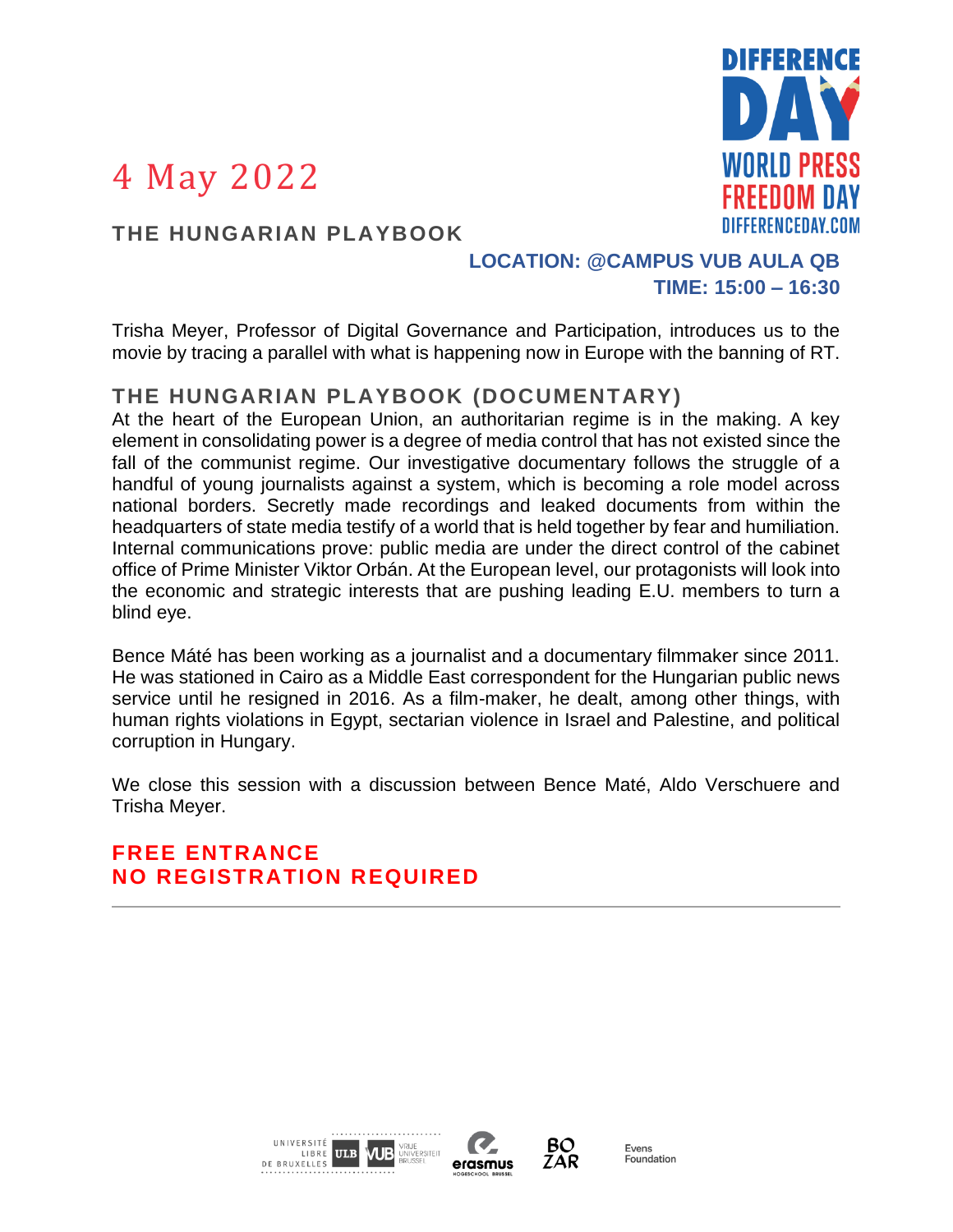# 4 May 2022

DIFFERENCE DAY
WORLD PRESS FREEDOM DAY
DIFFERENCEDAY.COM

## THE HUNGARIAN PLAYBOOK

**LOCATION: @CAMPUS VUB AULA QB**
**TIME: 15:00 – 16:30**

Trisha Meyer, Professor of Digital Governance and Participation, introduces us to the movie by tracing a parallel with what is happening now in Europe with the banning of RT.

## THE HUNGARIAN PLAYBOOK (DOCUMENTARY)

At the heart of the European Union, an authoritarian regime is in the making. A key element in consolidating power is a degree of media control that has not existed since the fall of the communist regime. Our investigative documentary follows the struggle of a handful of young journalists against a system, which is becoming a role model across national borders. Secretly made recordings and leaked documents from within the headquarters of state media testify of a world that is held together by fear and humiliation. Internal communications prove: public media are under the direct control of the cabinet office of Prime Minister Viktor Orbán. At the European level, our protagonists will look into the economic and strategic interests that are pushing leading E.U. members to turn a blind eye.

Bence Máté has been working as a journalist and a documentary filmmaker since 2011. He was stationed in Cairo as a Middle East correspondent for the Hungarian public news service until he resigned in 2016. As a film-maker, he dealt, among other things, with human rights violations in Egypt, sectarian violence in Israel and Palestine, and political corruption in Hungary.

We close this session with a discussion between Bence Maté, Aldo Verschuere and Trisha Meyer.

**FREE ENTRANCE**
**NO REGISTRATION REQUIRED**

---

Université Libre de Bruxelles ULB · VUB Vrije Universiteit Brussel · erasmus Hogeschool Brussel · BOZAR · Evens Foundation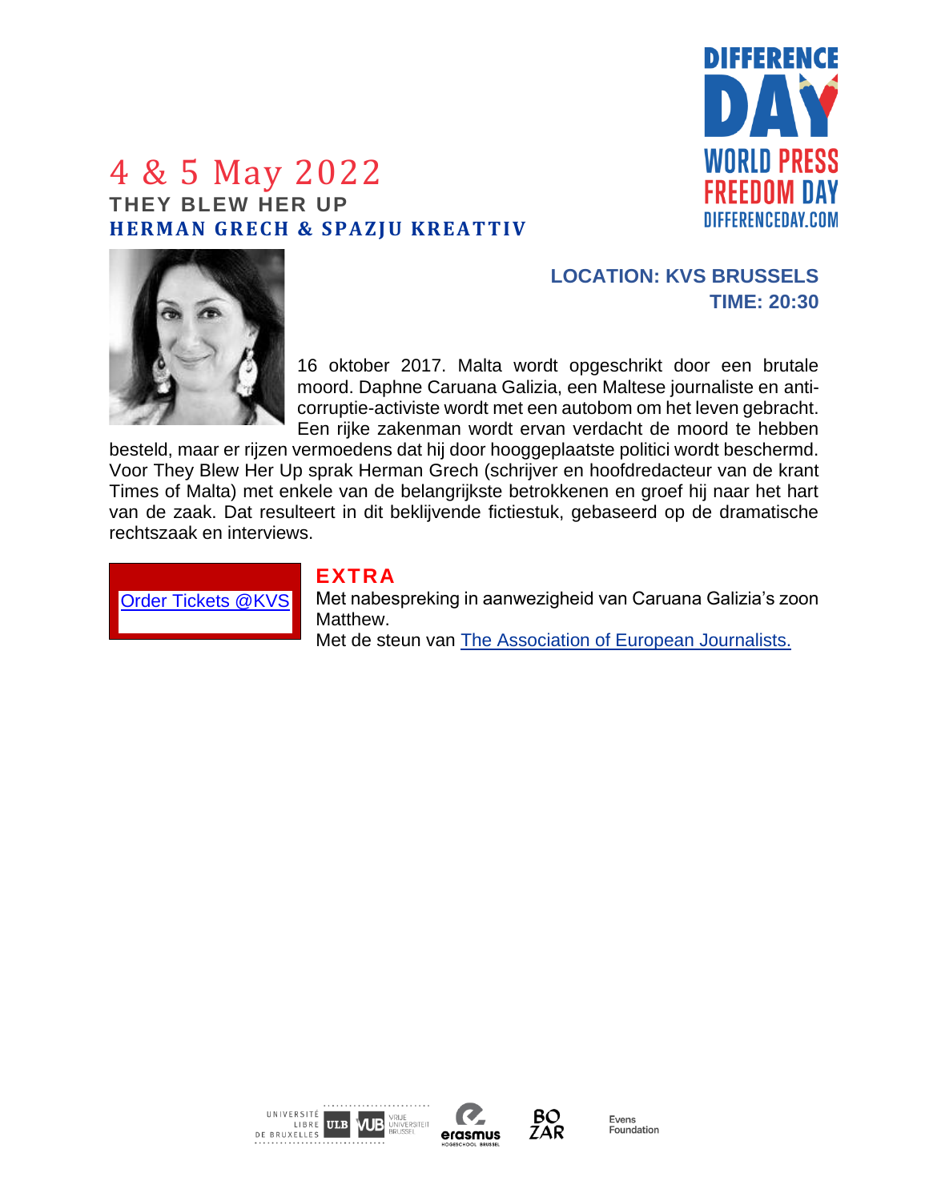# 4 & 5 May 2022

## THEY BLEW HER UP

### HERMAN GRECH & SPAZJU KREATTIV

**LOCATION: KVS BRUSSELS**

**TIME: 20:30**

16 oktober 2017. Malta wordt opgeschrikt door een brutale moord. Daphne Caruana Galizia, een Maltese journaliste en anti-corruptie-activiste wordt met een autobom om het leven gebracht. Een rijke zakenman wordt ervan verdacht de moord te hebben besteld, maar er rijzen vermoedens dat hij door hooggeplaatste politici wordt beschermd. Voor They Blew Her Up sprak Herman Grech (schrijver en hoofdredacteur van de krant Times of Malta) met enkele van de belangrijkste betrokkenen en groef hij naar het hart van de zaak. Dat resulteert in dit beklijvende fictiestuk, gebaseerd op de dramatische rechtszaak en interviews.

Order Tickets @KVS

**EXTRA**

Met nabespreking in aanwezigheid van Caruana Galizia's zoon Matthew.

Met de steun van The Association of European Journalists.